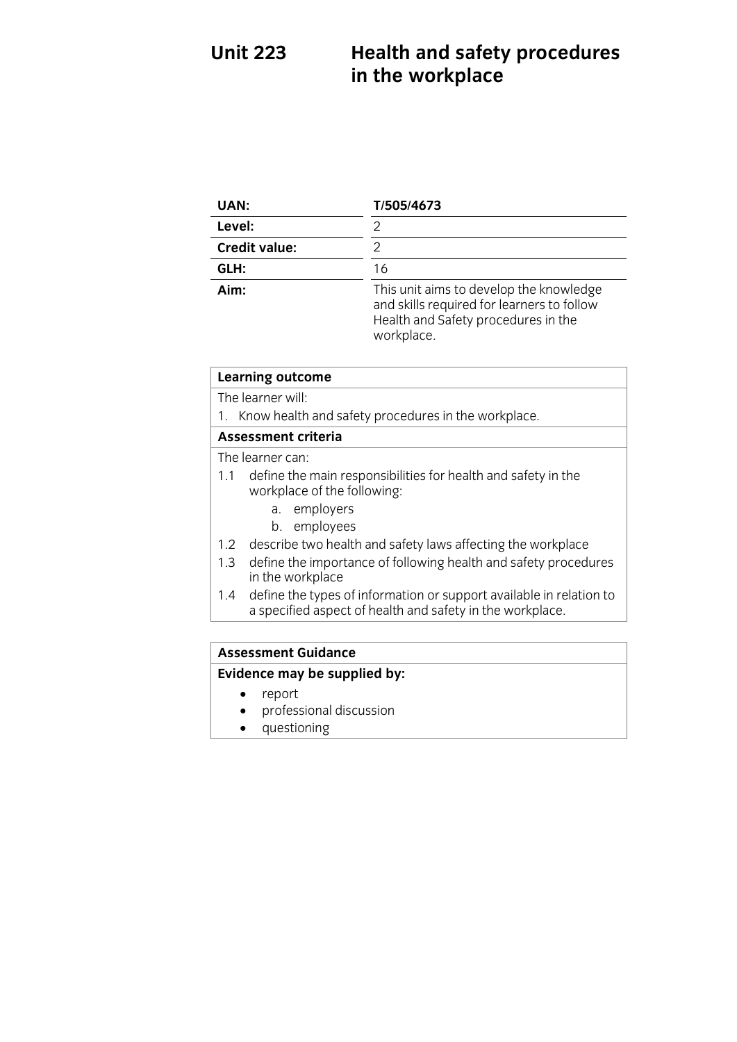# Unit 223 Health and safety procedures in the workplace

| | |
|---|---|
| **UAN:** | **T/505/4673** |
| **Level:** | 2 |
| **Credit value:** | 2 |
| **GLH:** | 16 |
| **Aim:** | This unit aims to develop the knowledge and skills required for learners to follow Health and Safety procedures in the workplace. |

**Learning outcome**

The learner will:

1. Know health and safety procedures in the workplace.

**Assessment criteria**

The learner can:

1.1 define the main responsibilities for health and safety in the workplace of the following:
   a. employers
   b. employees

1.2 describe two health and safety laws affecting the workplace

1.3 define the importance of following health and safety procedures in the workplace

1.4 define the types of information or support available in relation to a specified aspect of health and safety in the workplace.

**Assessment Guidance**

**Evidence may be supplied by:**

- report
- professional discussion
- questioning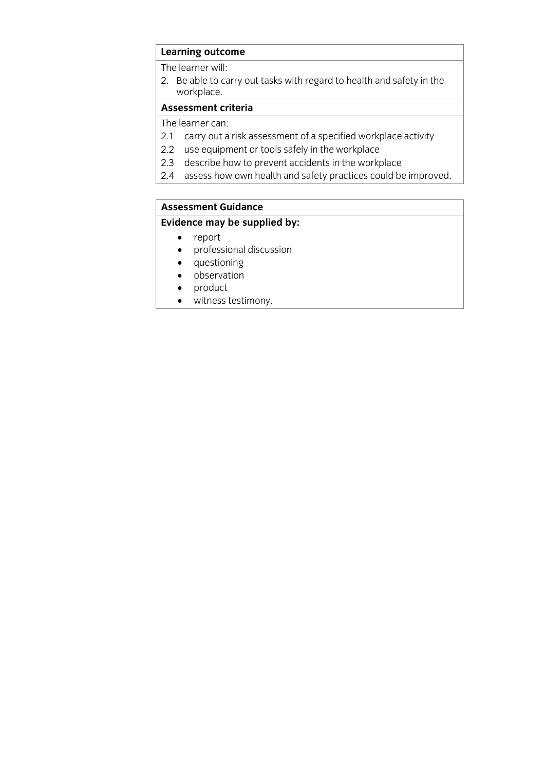| **Learning outcome** |
| --- |
| The learner will: |
| 2. Be able to carry out tasks with regard to health and safety in the workplace. |
| **Assessment criteria** |
| The learner can: |
| 2.1 carry out a risk assessment of a specified workplace activity |
| 2.2 use equipment or tools safely in the workplace |
| 2.3 describe how to prevent accidents in the workplace |
| 2.4 assess how own health and safety practices could be improved. |

| **Assessment Guidance** |
| --- |
| **Evidence may be supplied by:** |
| • report |
| • professional discussion |
| • questioning |
| • observation |
| • product |
| • witness testimony. |